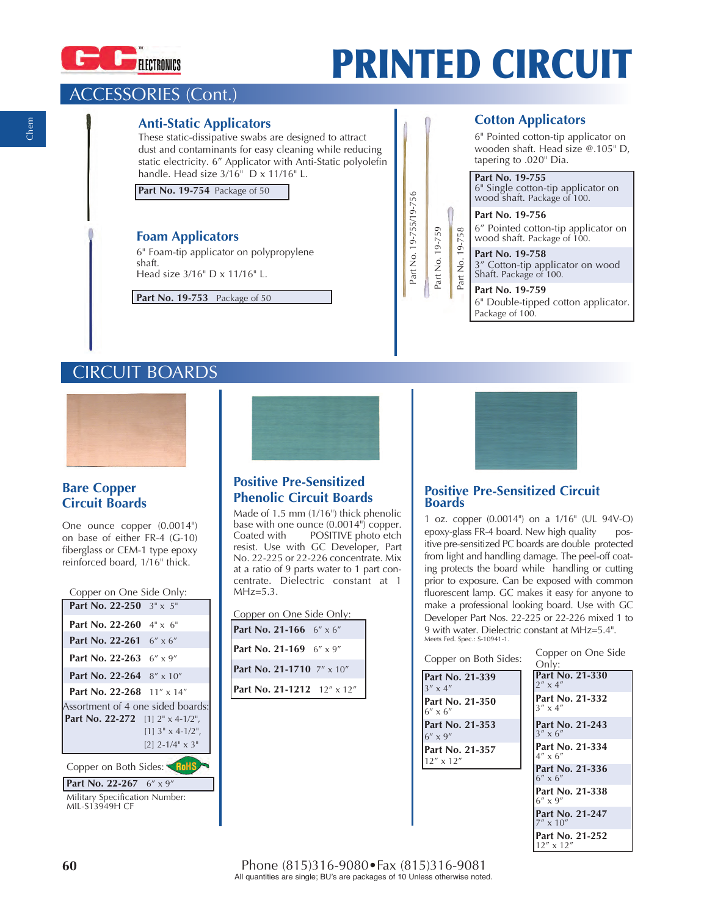# PRINTED CIRCUIT

## ACCESSORIES (Cont.)

### Anti-Static Applicators

These static-dissipative swabs are designed to attract dust and contaminants for easy cleaning while reducing static electricity. 6" Applicator with Anti-Static polyolefin handle. Head size 3/16" D x 11/16" L.

**Part No. 19-754** Package of 50

### Foam Applicators

6" Foam-tip applicator on polypropylene shaft.
Head size 3/16" D x 11/16" L.

**Part No. 19-753** Package of 50

### Cotton Applicators

6" Pointed cotton-tip applicator on wooden shaft. Head size @.105" D, tapering to .020" Dia.

**Part No. 19-755**
6" Single cotton-tip applicator on wood shaft. Package of 100.

**Part No. 19-756**
6" Pointed cotton-tip applicator on wood shaft. Package of 100.

**Part No. 19-758**
3" Cotton-tip applicator on wood Shaft. Package of 100.

**Part No. 19-759**
6" Double-tipped cotton applicator. Package of 100.

Part No. 19-755/19-756 · Part No. 19-759 · Part No. 19-758

## CIRCUIT BOARDS

### Bare Copper Circuit Boards

One ounce copper (0.0014") on base of either FR-4 (G-10) fiberglass or CEM-1 type epoxy reinforced board, 1/16" thick.

Copper on One Side Only:

| Part No. | Size |
|---|---|
| **Part No. 22-250** | 3" x 5" |
| **Part No. 22-260** | 4" x 6" |
| **Part No. 22-261** | 6" x 6" |
| **Part No. 22-263** | 6" x 9" |
| **Part No. 22-264** | 8" x 10" |
| **Part No. 22-268** | 11" x 14" |
| Assortment of 4 one sided boards: **Part No. 22-272** | [1] 2" x 4-1/2", [1] 3" x 4-1/2", [2] 2-1/4" x 3" |

Copper on Both Sides: RoHS

| Part No. | Size |
|---|---|
| **Part No. 22-267** | 6" x 9" |

Military Specification Number: MIL-S13949H CF

### Positive Pre-Sensitized Phenolic Circuit Boards

Made of 1.5 mm (1/16") thick phenolic base with one ounce (0.0014") copper. Coated with POSITIVE photo etch resist. Use with GC Developer, Part No. 22-225 or 22-226 concentrate. Mix at a ratio of 9 parts water to 1 part concentrate. Dielectric constant at 1 MHz=5.3.

Copper on One Side Only:

| Part No. | Size |
|---|---|
| **Part No. 21-166** | 6" x 6" |
| **Part No. 21-169** | 6" x 9" |
| **Part No. 21-1710** | 7" x 10" |
| **Part No. 21-1212** | 12" x 12" |

### Positive Pre-Sensitized Circuit Boards

1 oz. copper (0.0014") on a 1/16" (UL 94V-O) epoxy-glass FR-4 board. New high quality positive pre-sensitized PC boards are double protected from light and handling damage. The peel-off coating protects the board while handling or cutting prior to exposure. Can be exposed with common fluorescent lamp. GC makes it easy for anyone to make a professional looking board. Use with GC Developer Part Nos. 22-225 or 22-226 mixed 1 to 9 with water. Dielectric constant at MHz=5.4". Meets Fed. Spec.: S-10941-1.

Copper on Both Sides:

| Part No. | Size |
|---|---|
| **Part No. 21-339** | 3" x 4" |
| **Part No. 21-350** | 6" x 6" |
| **Part No. 21-353** | 6" x 9" |
| **Part No. 21-357** | 12" x 12" |

Copper on One Side Only:

| Part No. | Size |
|---|---|
| **Part No. 21-330** | 2" x 4" |
| **Part No. 21-332** | 3" x 4" |
| **Part No. 21-243** | 3" x 6" |
| **Part No. 21-334** | 4" x 6" |
| **Part No. 21-336** | 6" x 6" |
| **Part No. 21-338** | 6" x 9" |
| **Part No. 21-247** | 7" x 10" |
| **Part No. 21-252** | 12" x 12" |

Phone (815)316-9080•Fax (815)316-9081
All quantities are single; BU's are packages of 10 Unless otherwise noted.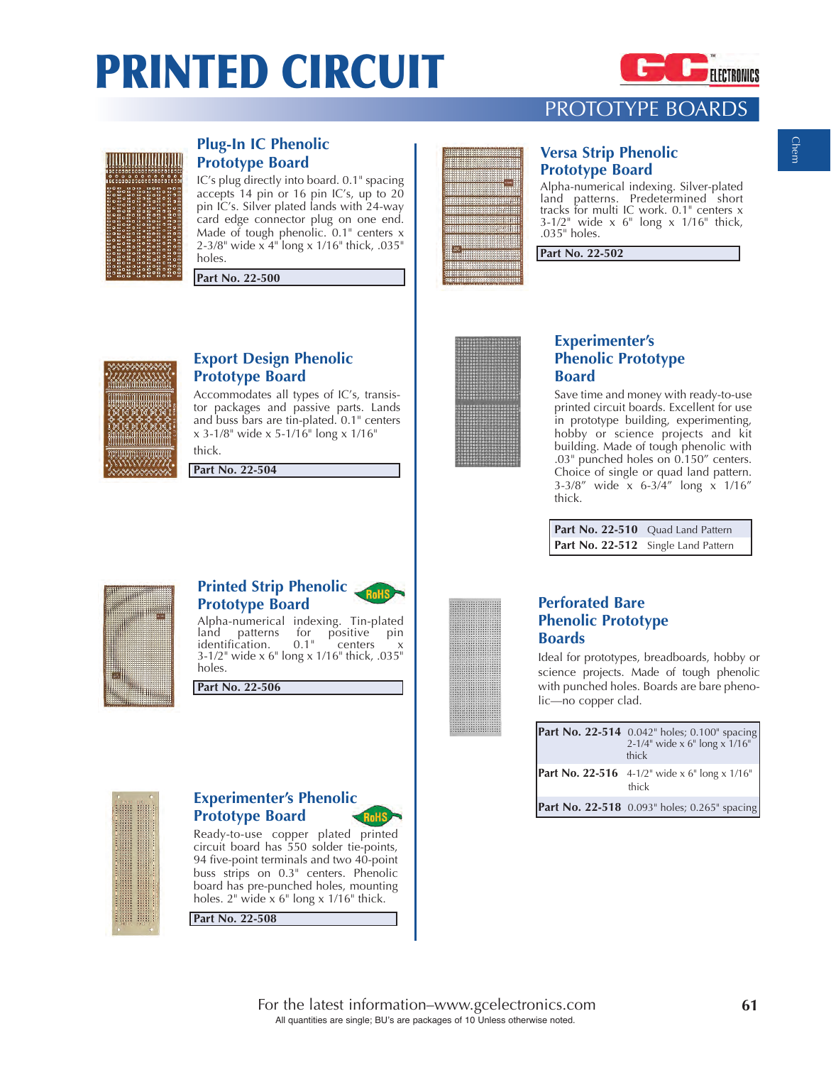# PRINTED CIRCUIT

## PROTOTYPE BOARDS

### Plug-In IC Phenolic Prototype Board

IC's plug directly into board. 0.1" spacing accepts 14 pin or 16 pin IC's, up to 20 pin IC's. Silver plated lands with 24-way card edge connector plug on one end. Made of tough phenolic. 0.1" centers x 2-3/8" wide x 4" long x 1/16" thick, .035" holes.

**Part No. 22-500**

### Export Design Phenolic Prototype Board

Accommodates all types of IC's, transistor packages and passive parts. Lands and buss bars are tin-plated. 0.1" centers x 3-1/8" wide x 5-1/16" long x 1/16" thick.

**Part No. 22-504**

### Printed Strip Phenolic Prototype Board

RoHS

Alpha-numerical indexing. Tin-plated land patterns for positive pin identification. 0.1" centers x 3-1/2" wide x 6" long x 1/16" thick, .035" holes.

**Part No. 22-506**

### Experimenter's Phenolic Prototype Board

RoHS

Ready-to-use copper plated printed circuit board has 550 solder tie-points, 94 five-point terminals and two 40-point buss strips on 0.3" centers. Phenolic board has pre-punched holes, mounting holes. 2" wide x 6" long x 1/16" thick.

**Part No. 22-508**

### Versa Strip Phenolic Prototype Board

Alpha-numerical indexing. Silver-plated land patterns. Predetermined short tracks for multi IC work. 0.1" centers x 3-1/2" wide x 6" long x 1/16" thick, .035" holes.

**Part No. 22-502**

### Experimenter's Phenolic Prototype Board

Save time and money with ready-to-use printed circuit boards. Excellent for use in prototype building, experimenting, hobby or science projects and kit building. Made of tough phenolic with .03" punched holes on 0.150" centers. Choice of single or quad land pattern. 3-3/8" wide x 6-3/4" long x 1/16" thick.

| | |
|---|---|
| **Part No. 22-510** | Quad Land Pattern |
| **Part No. 22-512** | Single Land Pattern |

### Perforated Bare Phenolic Prototype Boards

Ideal for prototypes, breadboards, hobby or science projects. Made of tough phenolic with punched holes. Boards are bare phenolic—no copper clad.

| | |
|---|---|
| **Part No. 22-514** | 0.042" holes; 0.100" spacing 2-1/4" wide x 6" long x 1/16" thick |
| **Part No. 22-516** | 4-1/2" wide x 6" long x 1/16" thick |
| **Part No. 22-518** | 0.093" holes; 0.265" spacing |

For the latest information–www.gcelectronics.com

All quantities are single; BU's are packages of 10 Unless otherwise noted.